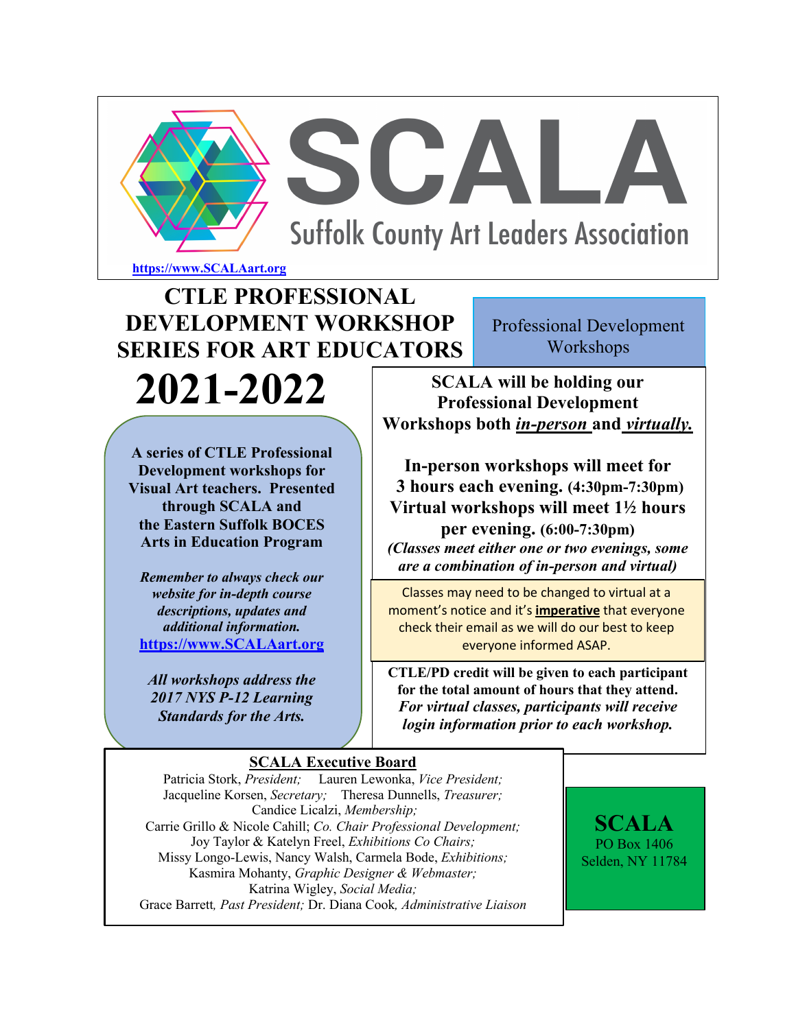# SCALA

Suffolk County Art Leaders Association

https://www.SCALAart.org

# CTLE PROFESSIONAL DEVELOPMENT WORKSHOP SERIES FOR ART EDUCATORS

# 2021-2022

Professional Development Workshops

**A series of CTLE Professional Development workshops for Visual Art teachers. Presented through SCALA and the Eastern Suffolk BOCES Arts in Education Program**

***Remember to always check our website for in-depth course descriptions, updates and additional information.***
**https://www.SCALAart.org**

***All workshops address the 2017 NYS P-12 Learning Standards for the Arts.***

**SCALA will be holding our Professional Development Workshops both *in-person* and *virtually.***

**In-person workshops will meet for 3 hours each evening. (4:30pm-7:30pm)**
**Virtual workshops will meet 1½ hours per evening. (6:00-7:30pm)**
***(Classes meet either one or two evenings, some are a combination of in-person and virtual)***

Classes may need to be changed to virtual at a moment's notice and it's **imperative** that everyone check their email as we will do our best to keep everyone informed ASAP.

**CTLE/PD credit will be given to each participant for the total amount of hours that they attend.** ***For virtual classes, participants will receive login information prior to each workshop.***

## SCALA Executive Board

Patricia Stork, *President;* Lauren Lewonka, *Vice President;*
Jacqueline Korsen, *Secretary;* Theresa Dunnells, *Treasurer;*
Candice Licalzi, *Membership;*
Carrie Grillo & Nicole Cahill; *Co. Chair Professional Development;*
Joy Taylor & Katelyn Freel, *Exhibitions Co Chairs;*
Missy Longo-Lewis, Nancy Walsh, Carmela Bode, *Exhibitions;*
Kasmira Mohanty, *Graphic Designer & Webmaster;*
Katrina Wigley, *Social Media;*
Grace Barrett, *Past President;* Dr. Diana Cook, *Administrative Liaison*

**SCALA**
PO Box 1406
Selden, NY 11784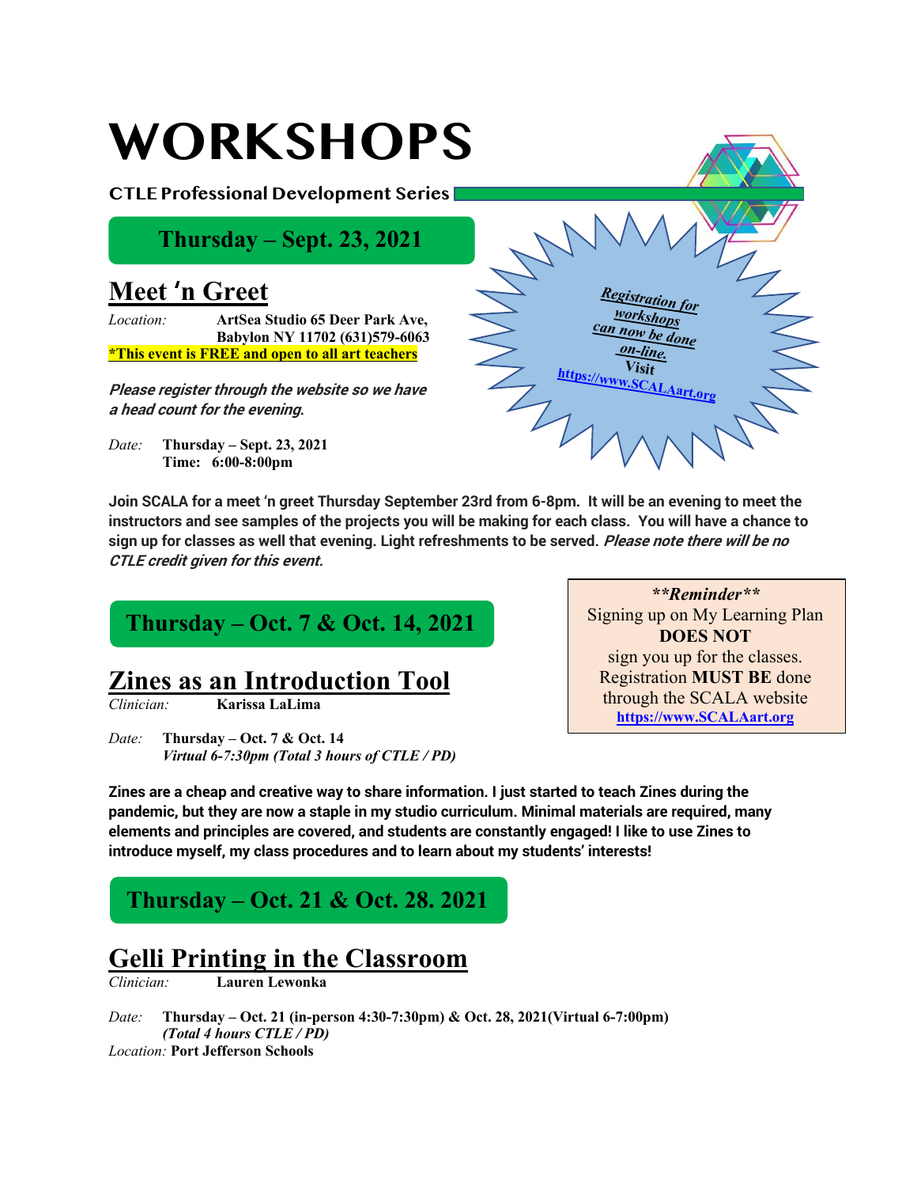# WORKSHOPS

**CTLE Professional Development Series**

**Thursday – Sept. 23, 2021**

## Meet 'n Greet

*Location:* **ArtSea Studio 65 Deer Park Ave, Babylon NY 11702 (631)579-6063**

**\*This event is FREE and open to all art teachers**

***Please register through the website so we have a head count for the evening.***

*Date:* **Thursday – Sept. 23, 2021**
**Time: 6:00-8:00pm**

**Registration for workshops can now be done on-line. Visit https://www.SCALAart.org**

**Join SCALA for a meet 'n greet Thursday September 23rd from 6-8pm. It will be an evening to meet the instructors and see samples of the projects you will be making for each class. You will have a chance to sign up for classes as well that evening. Light refreshments to be served. *Please note there will be no CTLE credit given for this event.***

**Thursday – Oct. 7 & Oct. 14, 2021**

## Zines as an Introduction Tool

*Clinician:* **Karissa LaLima**

*Date:* **Thursday – Oct. 7 & Oct. 14**
***Virtual 6-7:30pm (Total 3 hours of CTLE / PD)***

> ***\*\*Reminder\*\****
> Signing up on My Learning Plan **DOES NOT** sign you up for the classes. Registration **MUST BE** done through the SCALA website **https://www.SCALAart.org**

**Zines are a cheap and creative way to share information. I just started to teach Zines during the pandemic, but they are now a staple in my studio curriculum. Minimal materials are required, many elements and principles are covered, and students are constantly engaged! I like to use Zines to introduce myself, my class procedures and to learn about my students' interests!**

**Thursday – Oct. 21 & Oct. 28. 2021**

## Gelli Printing in the Classroom

*Clinician:* **Lauren Lewonka**

*Date:* **Thursday – Oct. 21 (in-person 4:30-7:30pm) & Oct. 28, 2021(Virtual 6-7:00pm)**
***(Total 4 hours CTLE / PD)***

*Location:* **Port Jefferson Schools**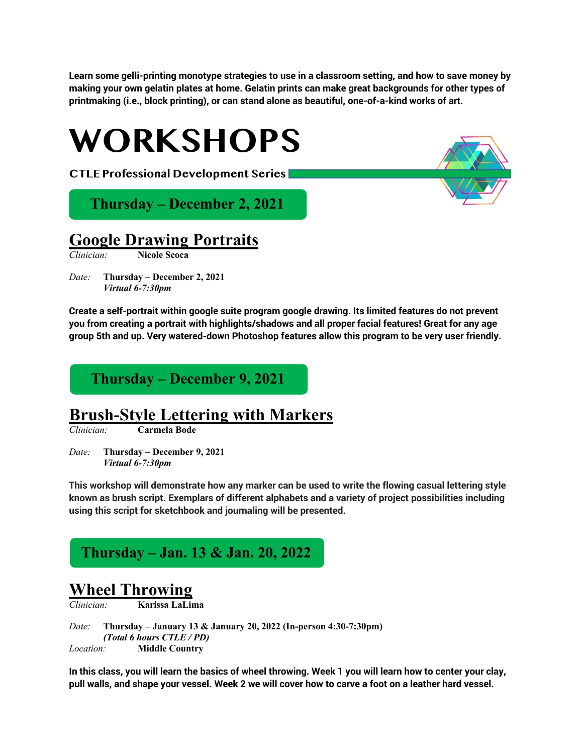**Learn some gelli-printing monotype strategies to use in a classroom setting, and how to save money by making your own gelatin plates at home. Gelatin prints can make great backgrounds for other types of printmaking (i.e., block printing), or can stand alone as beautiful, one-of-a-kind works of art.**

# WORKSHOPS

**CTLE Professional Development Series**

## Thursday – December 2, 2021

### Google Drawing Portraits

*Clinician:* **Nicole Scoca**

*Date:* **Thursday – December 2, 2021**
***Virtual 6-7:30pm***

**Create a self-portrait within google suite program google drawing. Its limited features do not prevent you from creating a portrait with highlights/shadows and all proper facial features! Great for any age group 5th and up. Very watered-down Photoshop features allow this program to be very user friendly.**

## Thursday – December 9, 2021

### Brush-Style Lettering with Markers

*Clinician:* **Carmela Bode**

*Date:* **Thursday – December 9, 2021**
***Virtual 6-7:30pm***

**This workshop will demonstrate how any marker can be used to write the flowing casual lettering style known as brush script. Exemplars of different alphabets and a variety of project possibilities including using this script for sketchbook and journaling will be presented.**

## Thursday – Jan. 13 & Jan. 20, 2022

### Wheel Throwing

*Clinician:* **Karissa LaLima**

*Date:* **Thursday – January 13 & January 20, 2022 (In-person 4:30-7:30pm)**
***(Total 6 hours CTLE / PD)***
*Location:* **Middle Country**

**In this class, you will learn the basics of wheel throwing. Week 1 you will learn how to center your clay, pull walls, and shape your vessel. Week 2 we will cover how to carve a foot on a leather hard vessel.**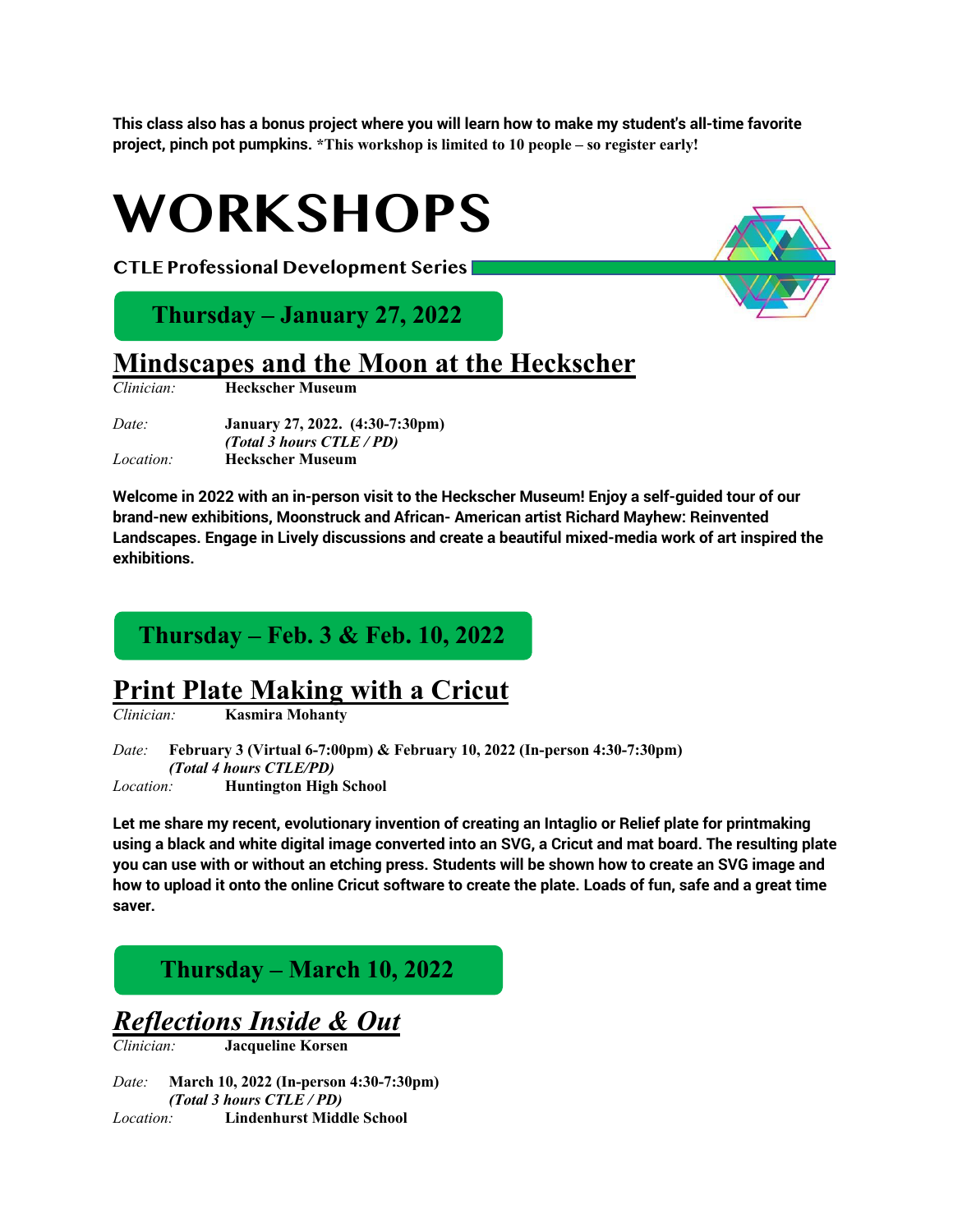**This class also has a bonus project where you will learn how to make my student's all-time favorite project, pinch pot pumpkins. *This workshop is limited to 10 people – so register early!**

# WORKSHOPS

**CTLE Professional Development Series**

## Thursday – January 27, 2022

## Mindscapes and the Moon at the Heckscher

*Clinician:* **Heckscher Museum**

*Date:* **January 27, 2022. (4:30-7:30pm)**
***(Total 3 hours CTLE / PD)***
*Location:* **Heckscher Museum**

**Welcome in 2022 with an in-person visit to the Heckscher Museum! Enjoy a self-guided tour of our brand-new exhibitions, Moonstruck and African- American artist Richard Mayhew: Reinvented Landscapes. Engage in Lively discussions and create a beautiful mixed-media work of art inspired the exhibitions.**

## Thursday – Feb. 3 & Feb. 10, 2022

## Print Plate Making with a Cricut

*Clinician:* **Kasmira Mohanty**

*Date:* **February 3 (Virtual 6-7:00pm) & February 10, 2022 (In-person 4:30-7:30pm)**
***(Total 4 hours CTLE/PD)***
*Location:* **Huntington High School**

**Let me share my recent, evolutionary invention of creating an Intaglio or Relief plate for printmaking using a black and white digital image converted into an SVG, a Cricut and mat board. The resulting plate you can use with or without an etching press. Students will be shown how to create an SVG image and how to upload it onto the online Cricut software to create the plate. Loads of fun, safe and a great time saver.**

## Thursday – March 10, 2022

## *Reflections Inside & Out*

*Clinician:* **Jacqueline Korsen**

*Date:* **March 10, 2022 (In-person 4:30-7:30pm)**
***(Total 3 hours CTLE / PD)***
*Location:* **Lindenhurst Middle School**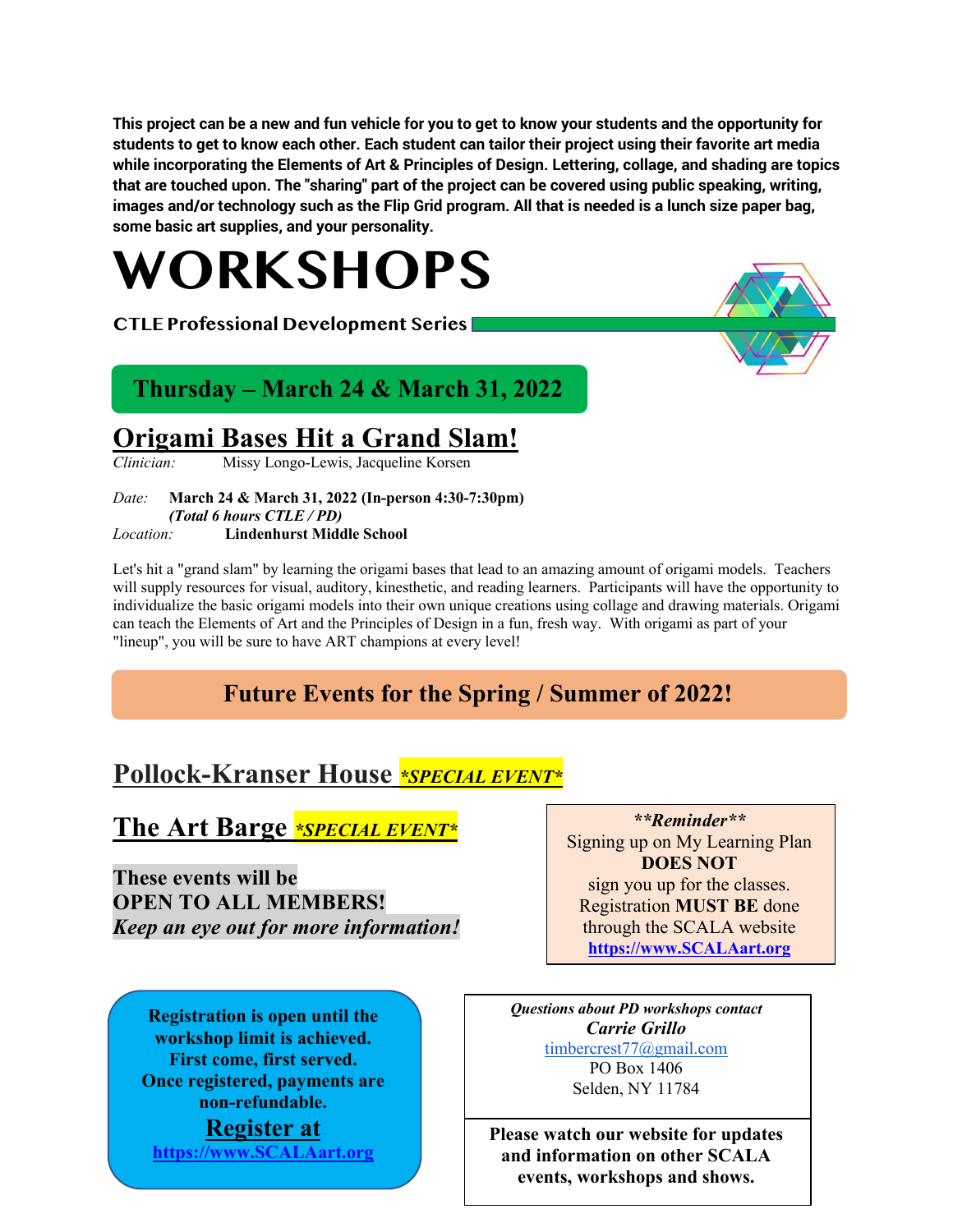**This project can be a new and fun vehicle for you to get to know your students and the opportunity for students to get to know each other. Each student can tailor their project using their favorite art media while incorporating the Elements of Art & Principles of Design. Lettering, collage, and shading are topics that are touched upon. The "sharing" part of the project can be covered using public speaking, writing, images and/or technology such as the Flip Grid program. All that is needed is a lunch size paper bag, some basic art supplies, and your personality.**

# WORKSHOPS

**CTLE Professional Development Series**

## Thursday – March 24 & March 31, 2022

## Origami Bases Hit a Grand Slam!

*Clinician:* Missy Longo-Lewis, Jacqueline Korsen

*Date:* **March 24 & March 31, 2022 (In-person 4:30-7:30pm)**
***(Total 6 hours CTLE / PD)***

*Location:* **Lindenhurst Middle School**

Let's hit a "grand slam" by learning the origami bases that lead to an amazing amount of origami models. Teachers will supply resources for visual, auditory, kinesthetic, and reading learners. Participants will have the opportunity to individualize the basic origami models into their own unique creations using collage and drawing materials. Origami can teach the Elements of Art and the Principles of Design in a fun, fresh way. With origami as part of your "lineup", you will be sure to have ART champions at every level!

## Future Events for the Spring / Summer of 2022!

## Pollock-Kranser House *\*SPECIAL EVENT\**

## The Art Barge *\*SPECIAL EVENT\**

**These events will be**
**OPEN TO ALL MEMBERS!**
***Keep an eye out for more information!***

***\*\*Reminder\*\****
Signing up on My Learning Plan **DOES NOT** sign you up for the classes. Registration **MUST BE** done through the SCALA website **https://www.SCALAart.org**

**Registration is open until the workshop limit is achieved. First come, first served. Once registered, payments are non-refundable.**

**Register at**
**https://www.SCALAart.org**

***Questions about PD workshops contact***
***Carrie Grillo***
timbercrest77@gmail.com
PO Box 1406
Selden, NY 11784

**Please watch our website for updates and information on other SCALA events, workshops and shows.**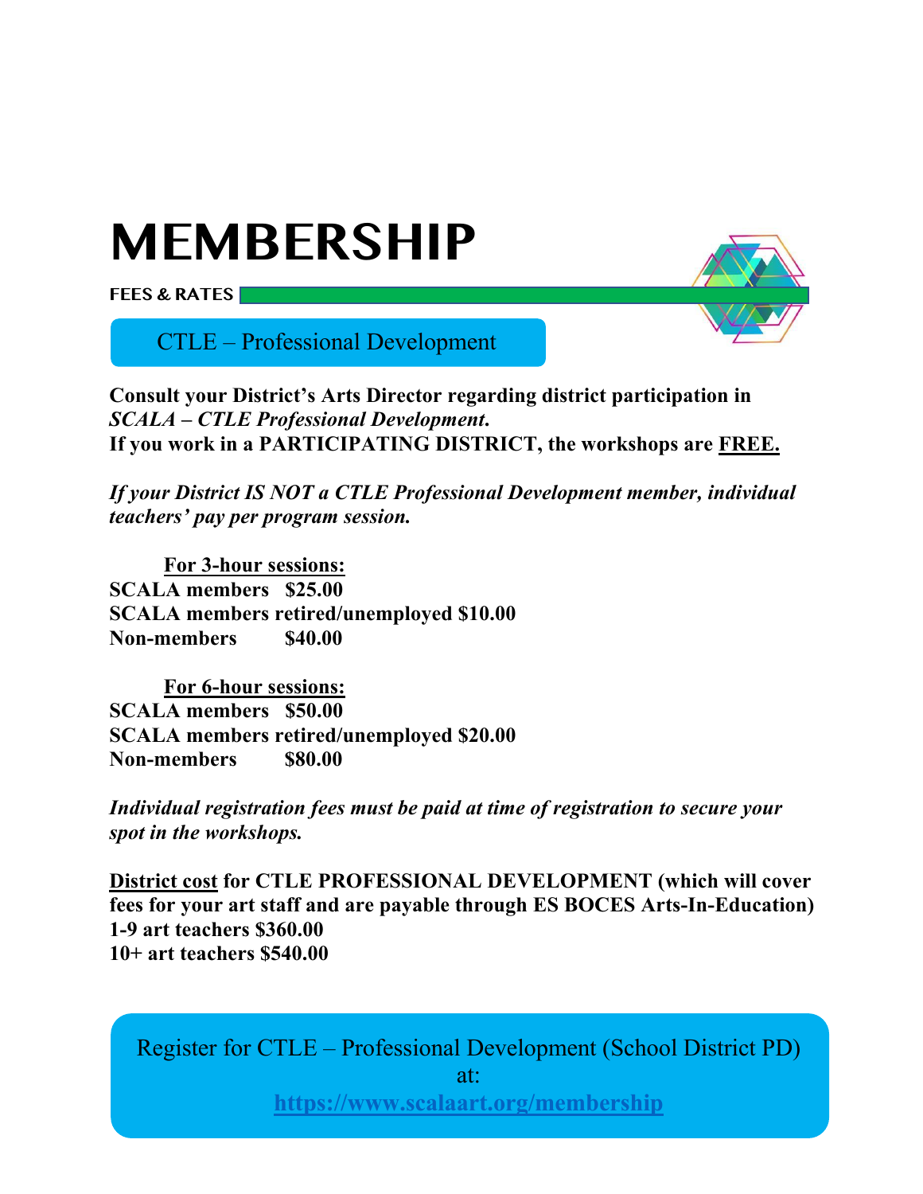# MEMBERSHIP

**FEES & RATES**

## CTLE – Professional Development

**Consult your District's Arts Director regarding district participation in *SCALA – CTLE Professional Development*.**
**If you work in a PARTICIPATING DISTRICT, the workshops are <u>FREE.</u>**

***If your District IS NOT a CTLE Professional Development member, individual teachers' pay per program session.***

**<u>For 3-hour sessions:</u>**
**SCALA members $25.00**
**SCALA members retired/unemployed $10.00**
**Non-members $40.00**

**<u>For 6-hour sessions:</u>**
**SCALA members $50.00**
**SCALA members retired/unemployed $20.00**
**Non-members $80.00**

***Individual registration fees must be paid at time of registration to secure your spot in the workshops.***

**<u>District cost</u> for CTLE PROFESSIONAL DEVELOPMENT (which will cover fees for your art staff and are payable through ES BOCES Arts-In-Education)**
**1-9 art teachers $360.00**
**10+ art teachers $540.00**

Register for CTLE – Professional Development (School District PD) at:
**https://www.scalaart.org/membership**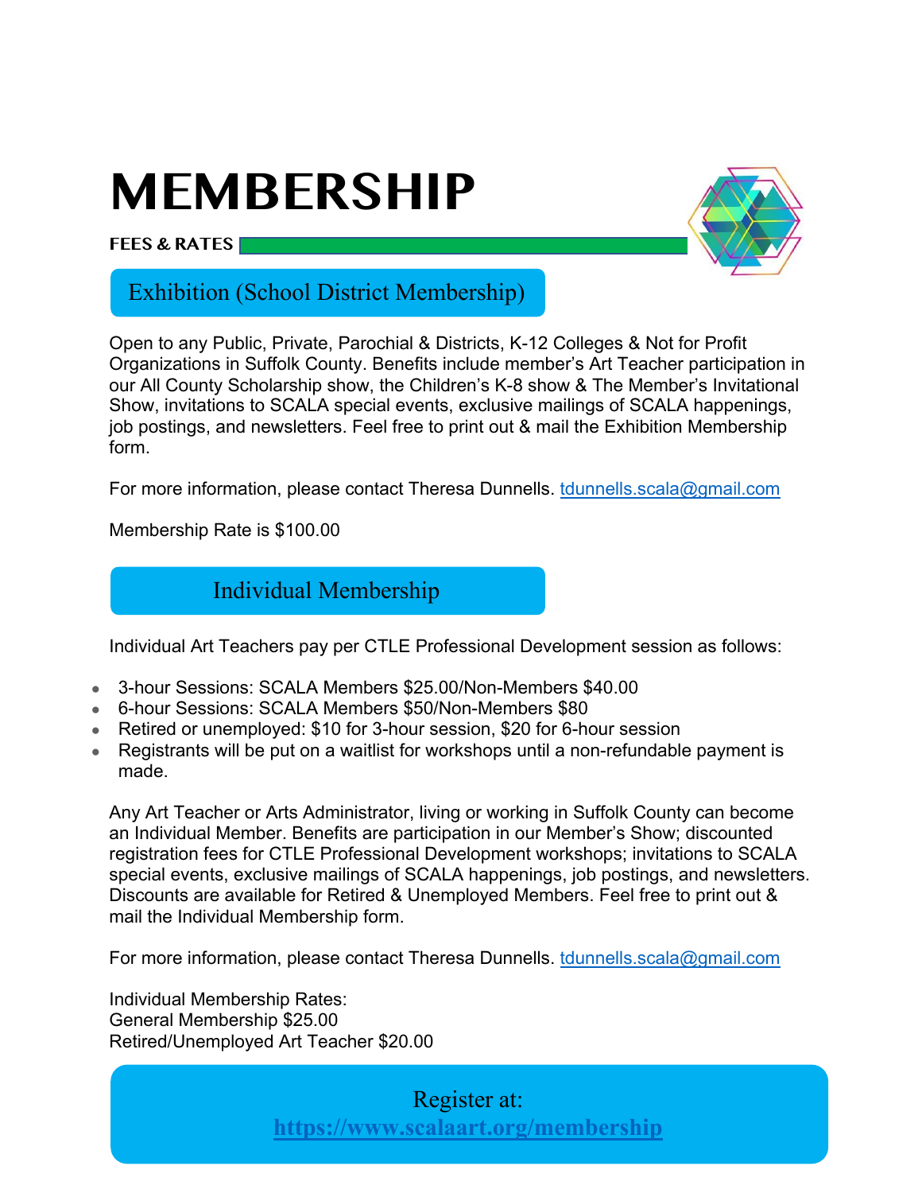# MEMBERSHIP

**FEES & RATES**

## Exhibition (School District Membership)

Open to any Public, Private, Parochial & Districts, K-12 Colleges & Not for Profit Organizations in Suffolk County. Benefits include member's Art Teacher participation in our All County Scholarship show, the Children's K-8 show & The Member's Invitational Show, invitations to SCALA special events, exclusive mailings of SCALA happenings, job postings, and newsletters. Feel free to print out & mail the Exhibition Membership form.

For more information, please contact Theresa Dunnells. tdunnells.scala@gmail.com

Membership Rate is $100.00

## Individual Membership

Individual Art Teachers pay per CTLE Professional Development session as follows:

- 3-hour Sessions: SCALA Members $25.00/Non-Members $40.00
- 6-hour Sessions: SCALA Members $50/Non-Members $80
- Retired or unemployed: $10 for 3-hour session, $20 for 6-hour session
- Registrants will be put on a waitlist for workshops until a non-refundable payment is made.

Any Art Teacher or Arts Administrator, living or working in Suffolk County can become an Individual Member. Benefits are participation in our Member's Show; discounted registration fees for CTLE Professional Development workshops; invitations to SCALA special events, exclusive mailings of SCALA happenings, job postings, and newsletters. Discounts are available for Retired & Unemployed Members. Feel free to print out & mail the Individual Membership form.

For more information, please contact Theresa Dunnells. tdunnells.scala@gmail.com

Individual Membership Rates:
General Membership $25.00
Retired/Unemployed Art Teacher $20.00

Register at:
**https://www.scalaart.org/membership**